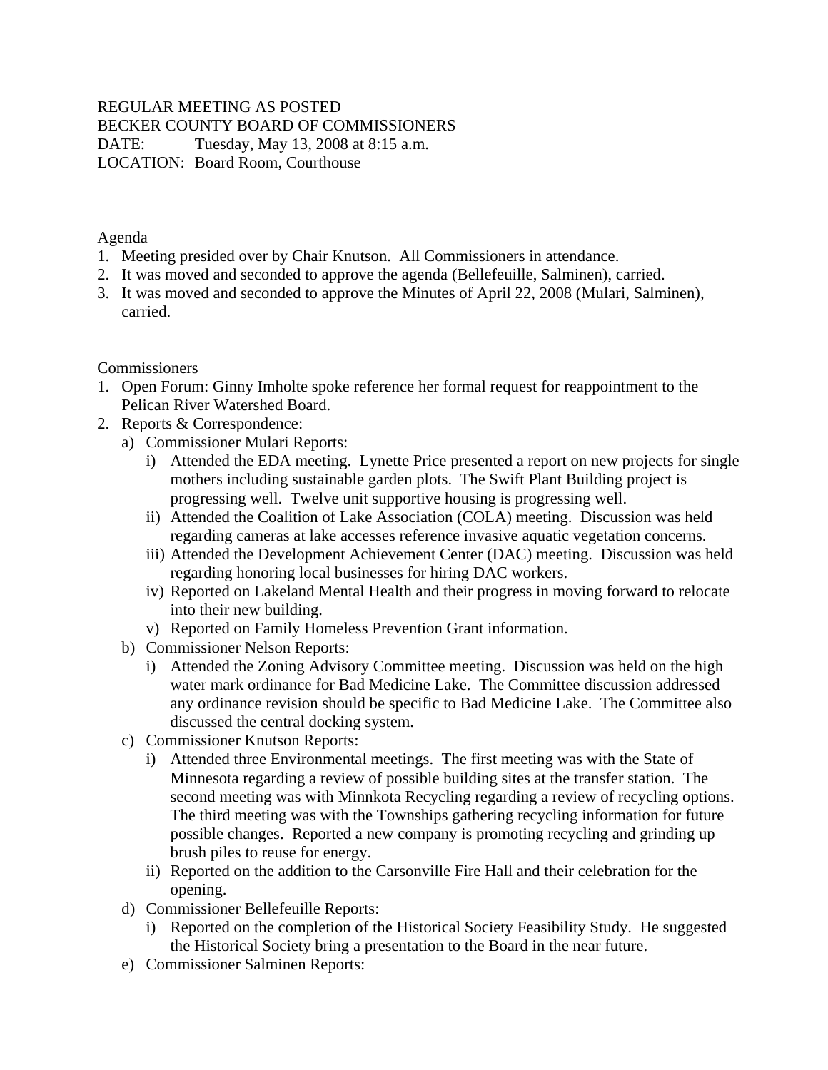REGULAR MEETING AS POSTED
BECKER COUNTY BOARD OF COMMISSIONERS
DATE: Tuesday, May 13, 2008 at 8:15 a.m.
LOCATION: Board Room, Courthouse

Agenda

1. Meeting presided over by Chair Knutson. All Commissioners in attendance.
2. It was moved and seconded to approve the agenda (Bellefeuille, Salminen), carried.
3. It was moved and seconded to approve the Minutes of April 22, 2008 (Mulari, Salminen), carried.

Commissioners

1. Open Forum: Ginny Imholte spoke reference her formal request for reappointment to the Pelican River Watershed Board.
2. Reports & Correspondence:
   a) Commissioner Mulari Reports:
      i) Attended the EDA meeting. Lynette Price presented a report on new projects for single mothers including sustainable garden plots. The Swift Plant Building project is progressing well. Twelve unit supportive housing is progressing well.
      ii) Attended the Coalition of Lake Association (COLA) meeting. Discussion was held regarding cameras at lake accesses reference invasive aquatic vegetation concerns.
      iii) Attended the Development Achievement Center (DAC) meeting. Discussion was held regarding honoring local businesses for hiring DAC workers.
      iv) Reported on Lakeland Mental Health and their progress in moving forward to relocate into their new building.
      v) Reported on Family Homeless Prevention Grant information.
   b) Commissioner Nelson Reports:
      i) Attended the Zoning Advisory Committee meeting. Discussion was held on the high water mark ordinance for Bad Medicine Lake. The Committee discussion addressed any ordinance revision should be specific to Bad Medicine Lake. The Committee also discussed the central docking system.
   c) Commissioner Knutson Reports:
      i) Attended three Environmental meetings. The first meeting was with the State of Minnesota regarding a review of possible building sites at the transfer station. The second meeting was with Minnkota Recycling regarding a review of recycling options. The third meeting was with the Townships gathering recycling information for future possible changes. Reported a new company is promoting recycling and grinding up brush piles to reuse for energy.
      ii) Reported on the addition to the Carsonville Fire Hall and their celebration for the opening.
   d) Commissioner Bellefeuille Reports:
      i) Reported on the completion of the Historical Society Feasibility Study. He suggested the Historical Society bring a presentation to the Board in the near future.
   e) Commissioner Salminen Reports: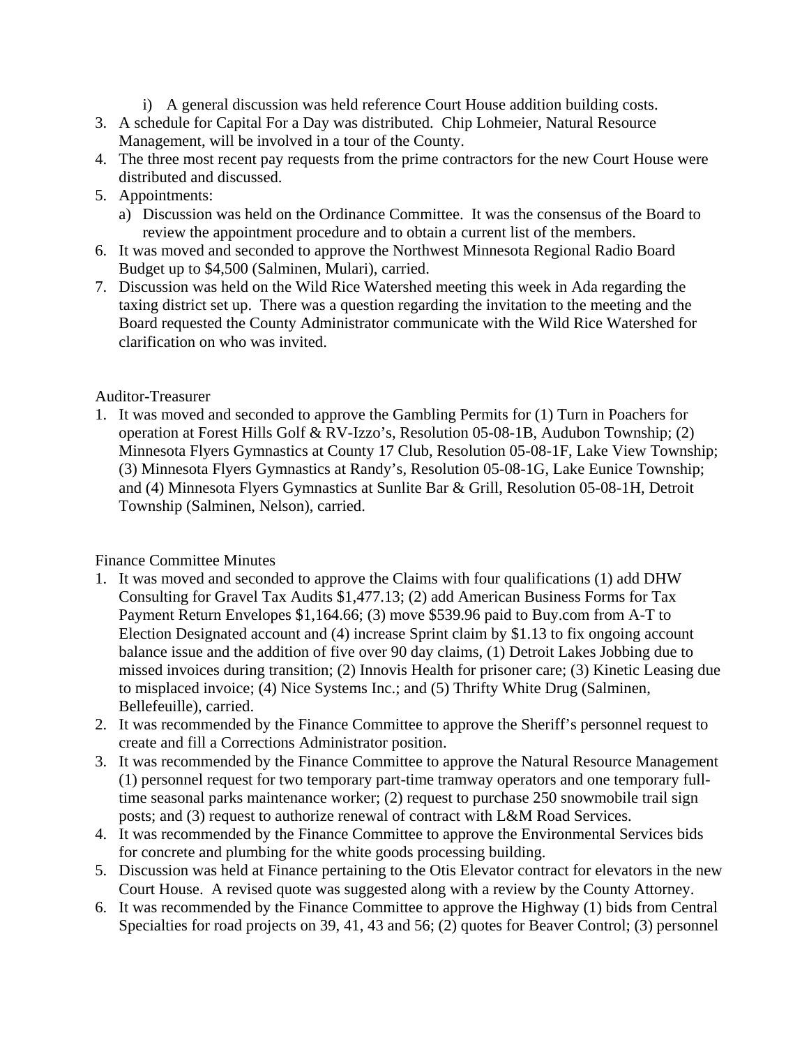i) A general discussion was held reference Court House addition building costs.

3. A schedule for Capital For a Day was distributed. Chip Lohmeier, Natural Resource Management, will be involved in a tour of the County.
4. The three most recent pay requests from the prime contractors for the new Court House were distributed and discussed.
5. Appointments:
   a) Discussion was held on the Ordinance Committee. It was the consensus of the Board to review the appointment procedure and to obtain a current list of the members.
6. It was moved and seconded to approve the Northwest Minnesota Regional Radio Board Budget up to $4,500 (Salminen, Mulari), carried.
7. Discussion was held on the Wild Rice Watershed meeting this week in Ada regarding the taxing district set up. There was a question regarding the invitation to the meeting and the Board requested the County Administrator communicate with the Wild Rice Watershed for clarification on who was invited.

Auditor-Treasurer

1. It was moved and seconded to approve the Gambling Permits for (1) Turn in Poachers for operation at Forest Hills Golf & RV-Izzo's, Resolution 05-08-1B, Audubon Township; (2) Minnesota Flyers Gymnastics at County 17 Club, Resolution 05-08-1F, Lake View Township; (3) Minnesota Flyers Gymnastics at Randy's, Resolution 05-08-1G, Lake Eunice Township; and (4) Minnesota Flyers Gymnastics at Sunlite Bar & Grill, Resolution 05-08-1H, Detroit Township (Salminen, Nelson), carried.

Finance Committee Minutes

1. It was moved and seconded to approve the Claims with four qualifications (1) add DHW Consulting for Gravel Tax Audits $1,477.13; (2) add American Business Forms for Tax Payment Return Envelopes $1,164.66; (3) move $539.96 paid to Buy.com from A-T to Election Designated account and (4) increase Sprint claim by $1.13 to fix ongoing account balance issue and the addition of five over 90 day claims, (1) Detroit Lakes Jobbing due to missed invoices during transition; (2) Innovis Health for prisoner care; (3) Kinetic Leasing due to misplaced invoice; (4) Nice Systems Inc.; and (5) Thrifty White Drug (Salminen, Bellefeuille), carried.
2. It was recommended by the Finance Committee to approve the Sheriff's personnel request to create and fill a Corrections Administrator position.
3. It was recommended by the Finance Committee to approve the Natural Resource Management (1) personnel request for two temporary part-time tramway operators and one temporary full-time seasonal parks maintenance worker; (2) request to purchase 250 snowmobile trail sign posts; and (3) request to authorize renewal of contract with L&M Road Services.
4. It was recommended by the Finance Committee to approve the Environmental Services bids for concrete and plumbing for the white goods processing building.
5. Discussion was held at Finance pertaining to the Otis Elevator contract for elevators in the new Court House. A revised quote was suggested along with a review by the County Attorney.
6. It was recommended by the Finance Committee to approve the Highway (1) bids from Central Specialties for road projects on 39, 41, 43 and 56; (2) quotes for Beaver Control; (3) personnel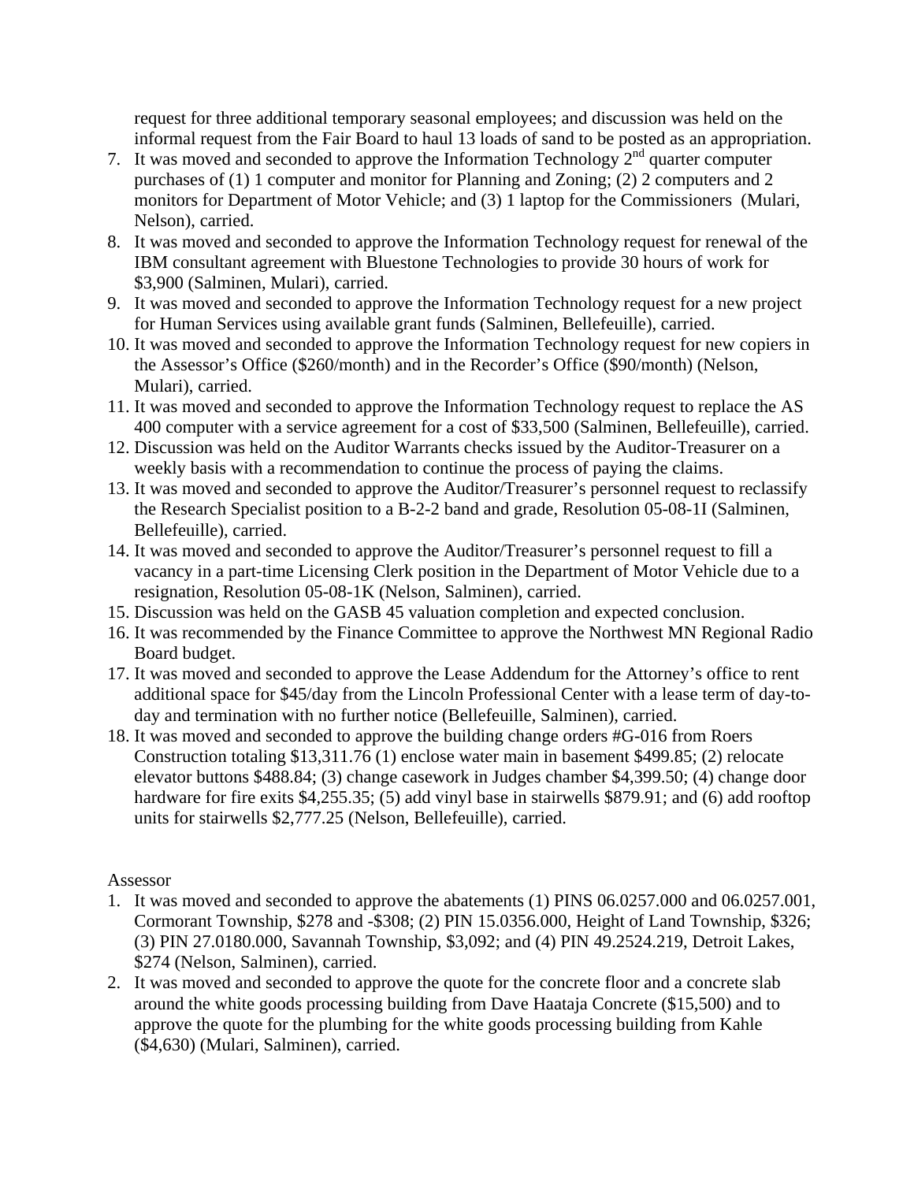request for three additional temporary seasonal employees; and discussion was held on the informal request from the Fair Board to haul 13 loads of sand to be posted as an appropriation.

7. It was moved and seconded to approve the Information Technology 2nd quarter computer purchases of (1) 1 computer and monitor for Planning and Zoning; (2) 2 computers and 2 monitors for Department of Motor Vehicle; and (3) 1 laptop for the Commissioners (Mulari, Nelson), carried.
8. It was moved and seconded to approve the Information Technology request for renewal of the IBM consultant agreement with Bluestone Technologies to provide 30 hours of work for $3,900 (Salminen, Mulari), carried.
9. It was moved and seconded to approve the Information Technology request for a new project for Human Services using available grant funds (Salminen, Bellefeuille), carried.
10. It was moved and seconded to approve the Information Technology request for new copiers in the Assessor's Office ($260/month) and in the Recorder's Office ($90/month) (Nelson, Mulari), carried.
11. It was moved and seconded to approve the Information Technology request to replace the AS 400 computer with a service agreement for a cost of $33,500 (Salminen, Bellefeuille), carried.
12. Discussion was held on the Auditor Warrants checks issued by the Auditor-Treasurer on a weekly basis with a recommendation to continue the process of paying the claims.
13. It was moved and seconded to approve the Auditor/Treasurer's personnel request to reclassify the Research Specialist position to a B-2-2 band and grade, Resolution 05-08-1I (Salminen, Bellefeuille), carried.
14. It was moved and seconded to approve the Auditor/Treasurer's personnel request to fill a vacancy in a part-time Licensing Clerk position in the Department of Motor Vehicle due to a resignation, Resolution 05-08-1K (Nelson, Salminen), carried.
15. Discussion was held on the GASB 45 valuation completion and expected conclusion.
16. It was recommended by the Finance Committee to approve the Northwest MN Regional Radio Board budget.
17. It was moved and seconded to approve the Lease Addendum for the Attorney's office to rent additional space for $45/day from the Lincoln Professional Center with a lease term of day-to-day and termination with no further notice (Bellefeuille, Salminen), carried.
18. It was moved and seconded to approve the building change orders #G-016 from Roers Construction totaling $13,311.76 (1) enclose water main in basement $499.85; (2) relocate elevator buttons $488.84; (3) change casework in Judges chamber $4,399.50; (4) change door hardware for fire exits $4,255.35; (5) add vinyl base in stairwells $879.91; and (6) add rooftop units for stairwells $2,777.25 (Nelson, Bellefeuille), carried.

Assessor

1. It was moved and seconded to approve the abatements (1) PINS 06.0257.000 and 06.0257.001, Cormorant Township, $278 and -$308; (2) PIN 15.0356.000, Height of Land Township, $326; (3) PIN 27.0180.000, Savannah Township, $3,092; and (4) PIN 49.2524.219, Detroit Lakes, $274 (Nelson, Salminen), carried.
2. It was moved and seconded to approve the quote for the concrete floor and a concrete slab around the white goods processing building from Dave Haataja Concrete ($15,500) and to approve the quote for the plumbing for the white goods processing building from Kahle ($4,630) (Mulari, Salminen), carried.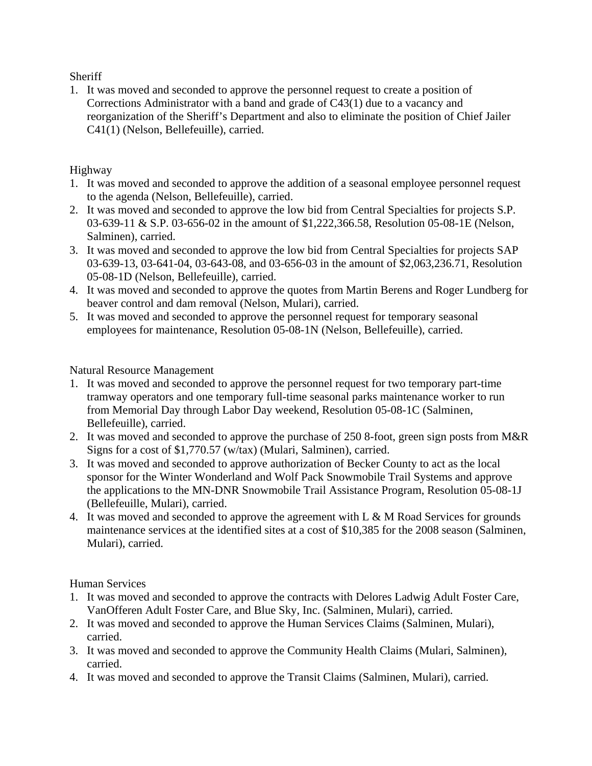Sheriff

1. It was moved and seconded to approve the personnel request to create a position of Corrections Administrator with a band and grade of C43(1) due to a vacancy and reorganization of the Sheriff's Department and also to eliminate the position of Chief Jailer C41(1) (Nelson, Bellefeuille), carried.

Highway

1. It was moved and seconded to approve the addition of a seasonal employee personnel request to the agenda (Nelson, Bellefeuille), carried.
2. It was moved and seconded to approve the low bid from Central Specialties for projects S.P. 03-639-11 & S.P. 03-656-02 in the amount of $1,222,366.58, Resolution 05-08-1E (Nelson, Salminen), carried.
3. It was moved and seconded to approve the low bid from Central Specialties for projects SAP 03-639-13, 03-641-04, 03-643-08, and 03-656-03 in the amount of $2,063,236.71, Resolution 05-08-1D (Nelson, Bellefeuille), carried.
4. It was moved and seconded to approve the quotes from Martin Berens and Roger Lundberg for beaver control and dam removal (Nelson, Mulari), carried.
5. It was moved and seconded to approve the personnel request for temporary seasonal employees for maintenance, Resolution 05-08-1N (Nelson, Bellefeuille), carried.

Natural Resource Management

1. It was moved and seconded to approve the personnel request for two temporary part-time tramway operators and one temporary full-time seasonal parks maintenance worker to run from Memorial Day through Labor Day weekend, Resolution 05-08-1C (Salminen, Bellefeuille), carried.
2. It was moved and seconded to approve the purchase of 250 8-foot, green sign posts from M&R Signs for a cost of $1,770.57 (w/tax) (Mulari, Salminen), carried.
3. It was moved and seconded to approve authorization of Becker County to act as the local sponsor for the Winter Wonderland and Wolf Pack Snowmobile Trail Systems and approve the applications to the MN-DNR Snowmobile Trail Assistance Program, Resolution 05-08-1J (Bellefeuille, Mulari), carried.
4. It was moved and seconded to approve the agreement with L & M Road Services for grounds maintenance services at the identified sites at a cost of $10,385 for the 2008 season (Salminen, Mulari), carried.

Human Services

1. It was moved and seconded to approve the contracts with Delores Ladwig Adult Foster Care, VanOfferen Adult Foster Care, and Blue Sky, Inc. (Salminen, Mulari), carried.
2. It was moved and seconded to approve the Human Services Claims (Salminen, Mulari), carried.
3. It was moved and seconded to approve the Community Health Claims (Mulari, Salminen), carried.
4. It was moved and seconded to approve the Transit Claims (Salminen, Mulari), carried.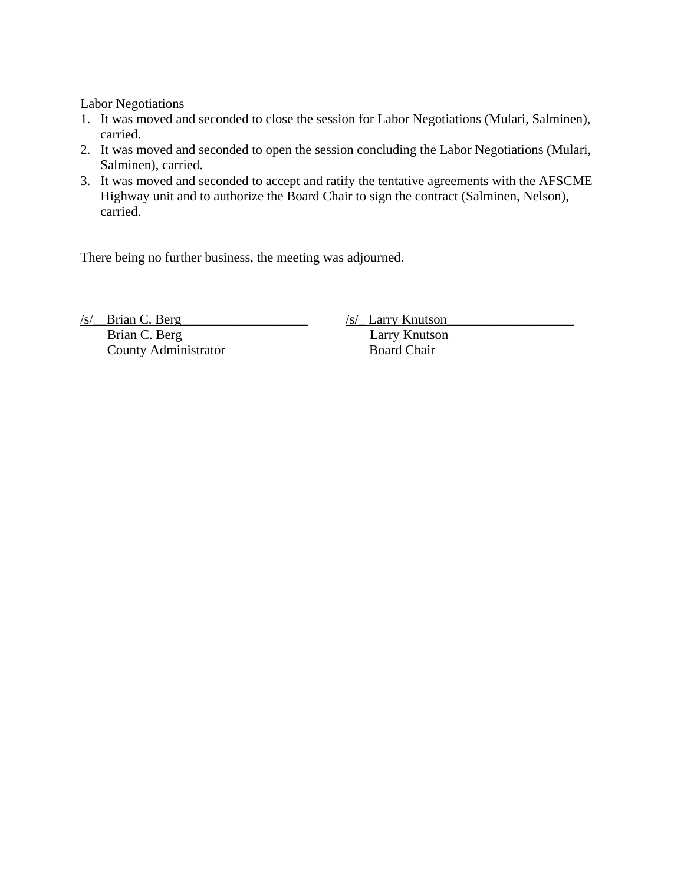Labor Negotiations

1. It was moved and seconded to close the session for Labor Negotiations (Mulari, Salminen), carried.
2. It was moved and seconded to open the session concluding the Labor Negotiations (Mulari, Salminen), carried.
3. It was moved and seconded to accept and ratify the tentative agreements with the AFSCME Highway unit and to authorize the Board Chair to sign the contract (Salminen, Nelson), carried.

There being no further business, the meeting was adjourned.

/s/__Brian C. Berg___________________
Brian C. Berg
County Administrator

/s/_ Larry Knutson___________________
Larry Knutson
Board Chair